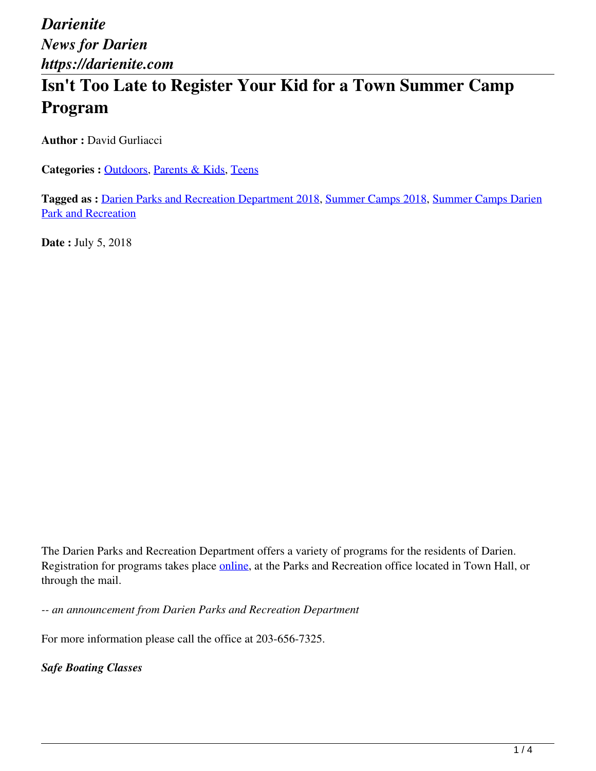*Darienite*
*News for Darien*
*https://darienite.com*

# Isn't Too Late to Register Your Kid for a Town Summer Camp Program

**Author :** David Gurliacci

**Categories :** Outdoors, Parents & Kids, Teens

**Tagged as :** Darien Parks and Recreation Department 2018, Summer Camps 2018, Summer Camps Darien Park and Recreation

**Date :** July 5, 2018

The Darien Parks and Recreation Department offers a variety of programs for the residents of Darien. Registration for programs takes place online, at the Parks and Recreation office located in Town Hall, or through the mail.

*-- an announcement from Darien Parks and Recreation Department*

For more information please call the office at 203-656-7325.

***Safe Boating Classes***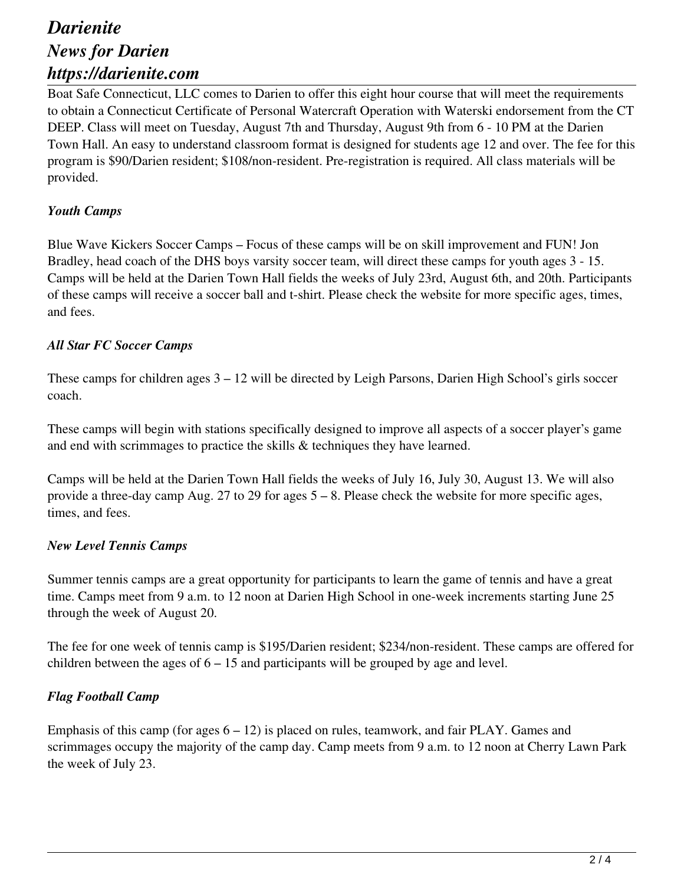Boat Safe Connecticut, LLC comes to Darien to offer this eight hour course that will meet the requirements to obtain a Connecticut Certificate of Personal Watercraft Operation with Waterski endorsement from the CT DEEP. Class will meet on Tuesday, August 7th and Thursday, August 9th from 6 - 10 PM at the Darien Town Hall. An easy to understand classroom format is designed for students age 12 and over. The fee for this program is $90/Darien resident; $108/non-resident. Pre-registration is required. All class materials will be provided.

*Youth Camps*

Blue Wave Kickers Soccer Camps – Focus of these camps will be on skill improvement and FUN! Jon Bradley, head coach of the DHS boys varsity soccer team, will direct these camps for youth ages 3 - 15. Camps will be held at the Darien Town Hall fields the weeks of July 23rd, August 6th, and 20th. Participants of these camps will receive a soccer ball and t-shirt. Please check the website for more specific ages, times, and fees.

*All Star FC Soccer Camps*

These camps for children ages 3 – 12 will be directed by Leigh Parsons, Darien High School's girls soccer coach.

These camps will begin with stations specifically designed to improve all aspects of a soccer player's game and end with scrimmages to practice the skills & techniques they have learned.

Camps will be held at the Darien Town Hall fields the weeks of July 16, July 30, August 13. We will also provide a three-day camp Aug. 27 to 29 for ages 5 – 8. Please check the website for more specific ages, times, and fees.

*New Level Tennis Camps*

Summer tennis camps are a great opportunity for participants to learn the game of tennis and have a great time. Camps meet from 9 a.m. to 12 noon at Darien High School in one-week increments starting June 25 through the week of August 20.

The fee for one week of tennis camp is $195/Darien resident; $234/non-resident. These camps are offered for children between the ages of 6 – 15 and participants will be grouped by age and level.

*Flag Football Camp*

Emphasis of this camp (for ages 6 – 12) is placed on rules, teamwork, and fair PLAY. Games and scrimmages occupy the majority of the camp day. Camp meets from 9 a.m. to 12 noon at Cherry Lawn Park the week of July 23.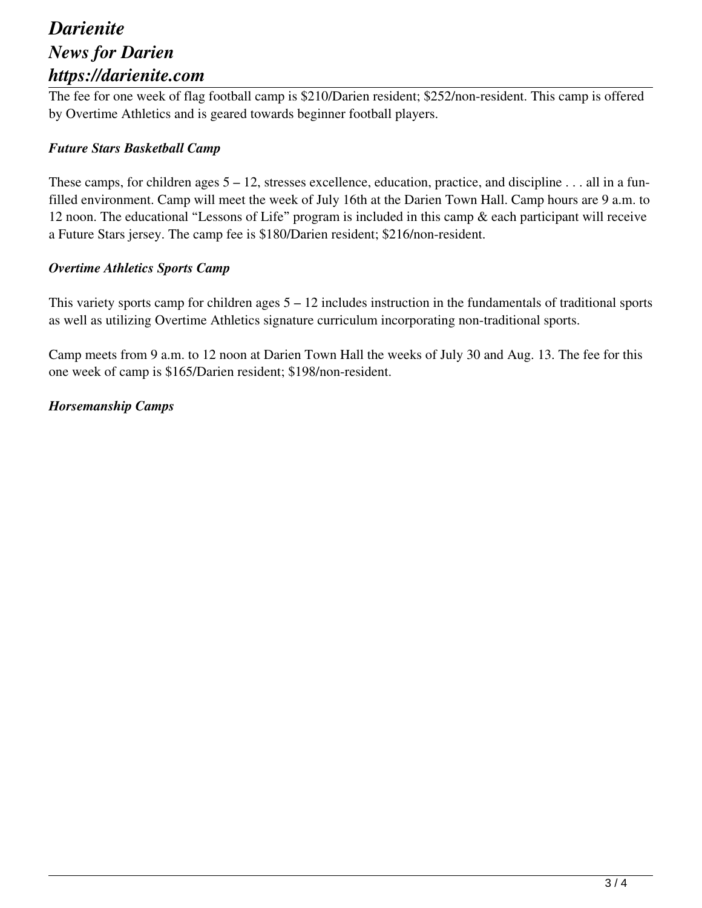The fee for one week of flag football camp is $210/Darien resident; $252/non-resident. This camp is offered by Overtime Athletics and is geared towards beginner football players.

***Future Stars Basketball Camp***

These camps, for children ages 5 – 12, stresses excellence, education, practice, and discipline . . . all in a fun-filled environment. Camp will meet the week of July 16th at the Darien Town Hall. Camp hours are 9 a.m. to 12 noon. The educational "Lessons of Life" program is included in this camp & each participant will receive a Future Stars jersey. The camp fee is $180/Darien resident; $216/non-resident.

***Overtime Athletics Sports Camp***

This variety sports camp for children ages 5 – 12 includes instruction in the fundamentals of traditional sports as well as utilizing Overtime Athletics signature curriculum incorporating non-traditional sports.

Camp meets from 9 a.m. to 12 noon at Darien Town Hall the weeks of July 30 and Aug. 13. The fee for this one week of camp is $165/Darien resident; $198/non-resident.

***Horsemanship Camps***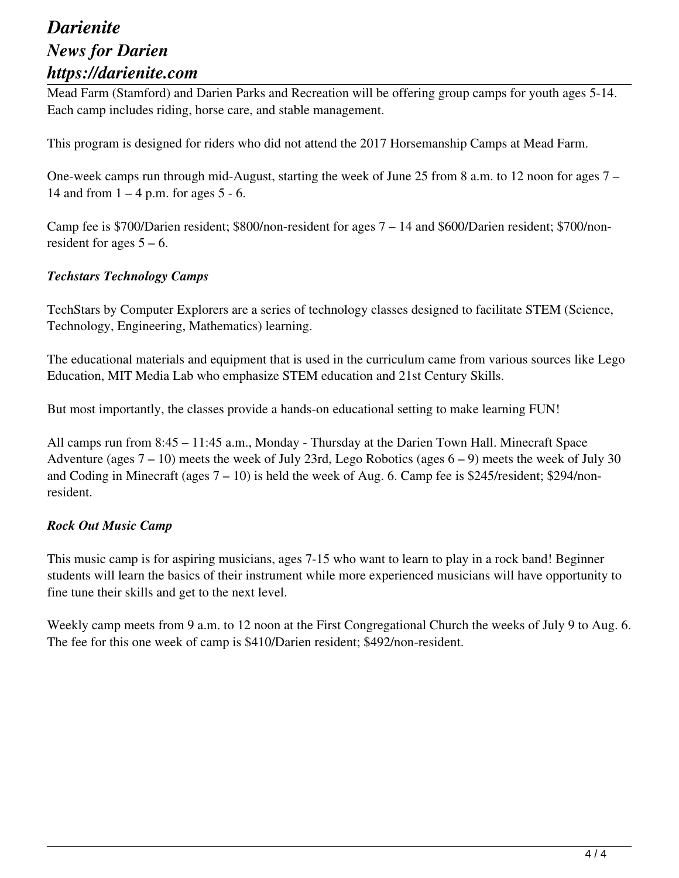Mead Farm (Stamford) and Darien Parks and Recreation will be offering group camps for youth ages 5-14. Each camp includes riding, horse care, and stable management.

This program is designed for riders who did not attend the 2017 Horsemanship Camps at Mead Farm.

One-week camps run through mid-August, starting the week of June 25 from 8 a.m. to 12 noon for ages 7 – 14 and from 1 – 4 p.m. for ages 5 - 6.

Camp fee is $700/Darien resident; $800/non-resident for ages 7 – 14 and $600/Darien resident; $700/non-resident for ages 5 – 6.

***Techstars Technology Camps***

TechStars by Computer Explorers are a series of technology classes designed to facilitate STEM (Science, Technology, Engineering, Mathematics) learning.

The educational materials and equipment that is used in the curriculum came from various sources like Lego Education, MIT Media Lab who emphasize STEM education and 21st Century Skills.

But most importantly, the classes provide a hands-on educational setting to make learning FUN!

All camps run from 8:45 – 11:45 a.m., Monday - Thursday at the Darien Town Hall. Minecraft Space Adventure (ages 7 – 10) meets the week of July 23rd, Lego Robotics (ages 6 – 9) meets the week of July 30 and Coding in Minecraft (ages 7 – 10) is held the week of Aug. 6. Camp fee is $245/resident; $294/non-resident.

***Rock Out Music Camp***

This music camp is for aspiring musicians, ages 7-15 who want to learn to play in a rock band! Beginner students will learn the basics of their instrument while more experienced musicians will have opportunity to fine tune their skills and get to the next level.

Weekly camp meets from 9 a.m. to 12 noon at the First Congregational Church the weeks of July 9 to Aug. 6. The fee for this one week of camp is $410/Darien resident; $492/non-resident.